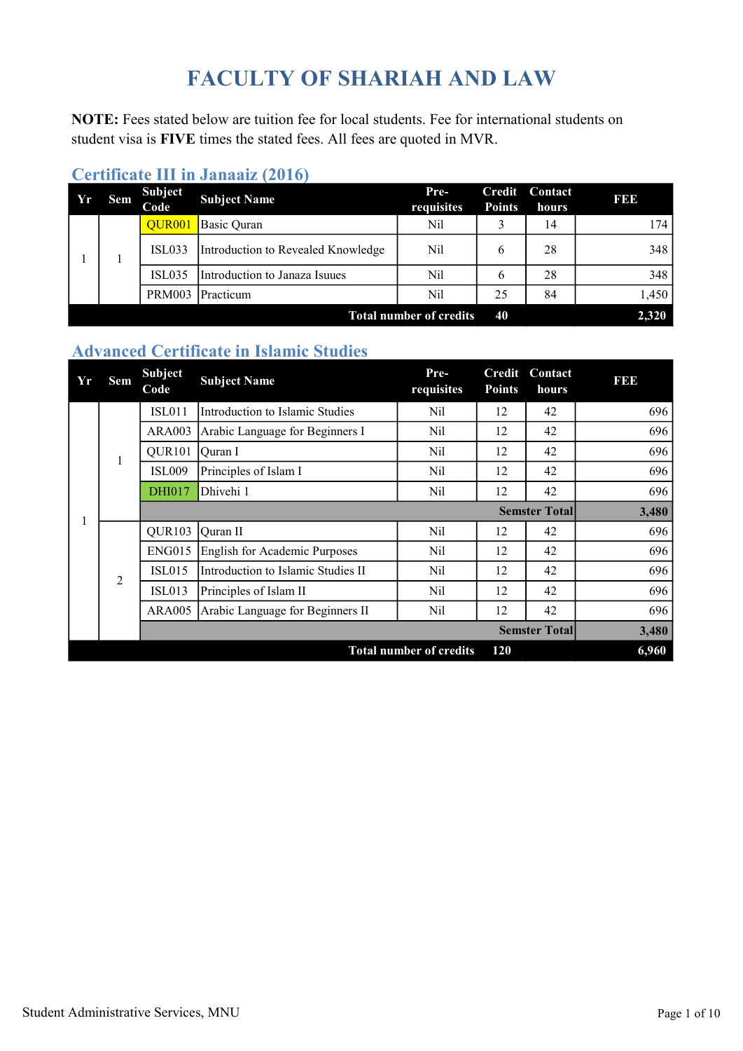# FACULTY OF SHARIAH AND LAW

**NOTE:** Fees stated below are tuition fee for local students. Fee for international students on student visa is **FIVE** times the stated fees. All fees are quoted in MVR.

## Certificate III in Janaaiz (2016)

| Yr | Sem | Subject Code | Subject Name | Pre-requisites | Credit Points | Contact hours | FEE |
|---|---|---|---|---|---|---|---|
| 1 | 1 | QUR001 | Basic Quran | Nil | 3 | 14 | 174 |
| | | ISL033 | Introduction to Revealed Knowledge | Nil | 6 | 28 | 348 |
| | | ISL035 | Introduction to Janaza Isuues | Nil | 6 | 28 | 348 |
| | | PRM003 | Practicum | Nil | 25 | 84 | 1,450 |
| | | | | **Total number of credits** | **40** | | **2,320** |

## Advanced Certificate in Islamic Studies

| Yr | Sem | Subject Code | Subject Name | Pre-requisites | Credit Points | Contact hours | FEE |
|---|---|---|---|---|---|---|---|
| 1 | 1 | ISL011 | Introduction to Islamic Studies | Nil | 12 | 42 | 696 |
| | | ARA003 | Arabic Language for Beginners I | Nil | 12 | 42 | 696 |
| | | QUR101 | Quran I | Nil | 12 | 42 | 696 |
| | | ISL009 | Principles of Islam I | Nil | 12 | 42 | 696 |
| | | DHI017 | Dhivehi 1 | Nil | 12 | 42 | 696 |
| | | | | | | **Semster Total** | **3,480** |
| | 2 | QUR103 | Quran II | Nil | 12 | 42 | 696 |
| | | ENG015 | English for Academic Purposes | Nil | 12 | 42 | 696 |
| | | ISL015 | Introduction to Islamic Studies II | Nil | 12 | 42 | 696 |
| | | ISL013 | Principles of Islam II | Nil | 12 | 42 | 696 |
| | | ARA005 | Arabic Language for Beginners II | Nil | 12 | 42 | 696 |
| | | | | | | **Semster Total** | **3,480** |
| | | | | **Total number of credits** | **120** | | **6,960** |

Student Administrative Services, MNU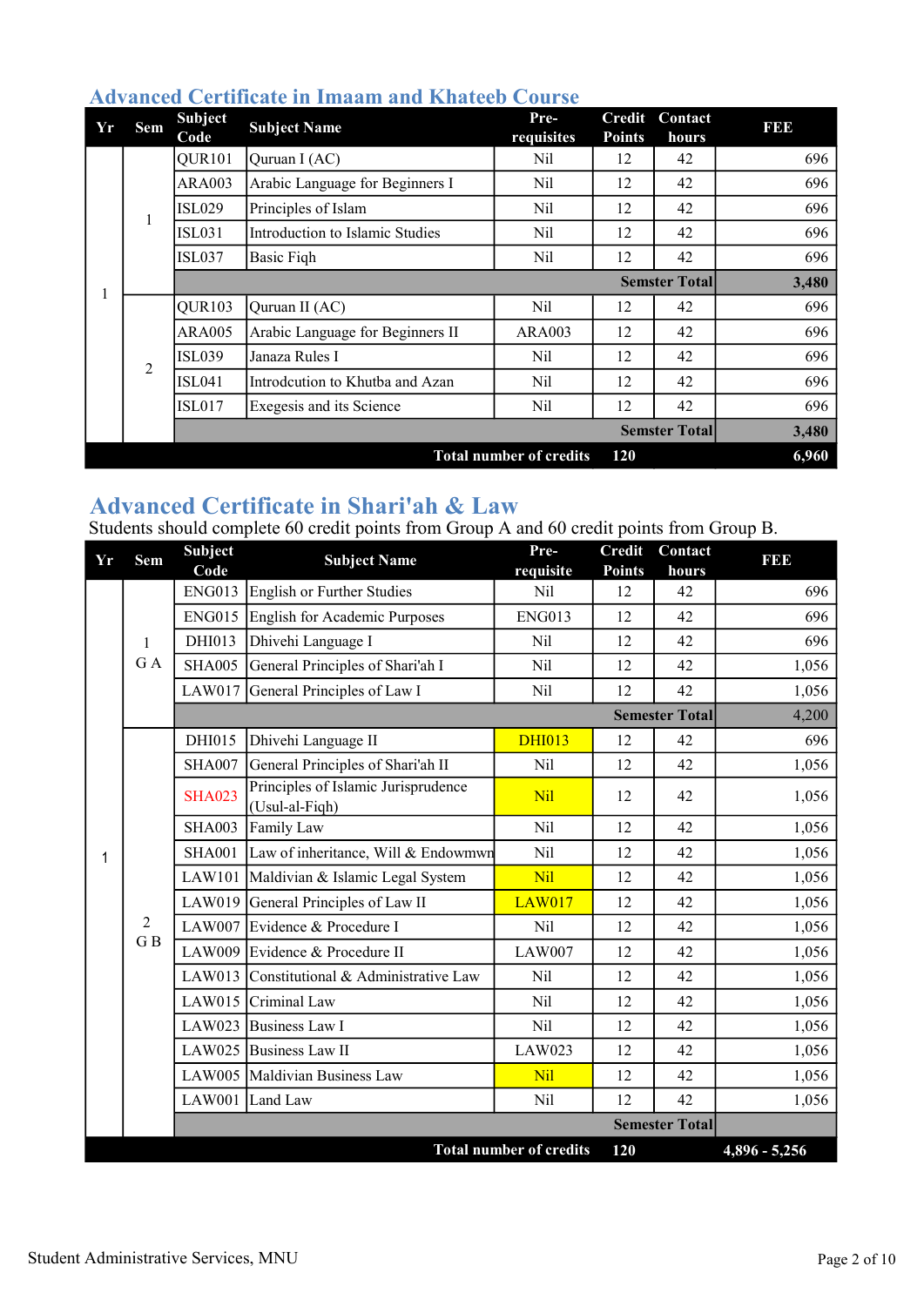## Advanced Certificate in Imaam and Khateeb Course

| Yr | Sem | Subject Code | Subject Name | Pre-requisites | Credit Points | Contact hours | FEE |
|---|---|---|---|---|---|---|---|
| 1 | 1 | QUR101 | Quruan I (AC) | Nil | 12 | 42 | 696 |
| | | ARA003 | Arabic Language for Beginners I | Nil | 12 | 42 | 696 |
| | | ISL029 | Principles of Islam | Nil | 12 | 42 | 696 |
| | | ISL031 | Introduction to Islamic Studies | Nil | 12 | 42 | 696 |
| | | ISL037 | Basic Fiqh | Nil | 12 | 42 | 696 |
| | | | | | | Semster Total | 3,480 |
| | 2 | QUR103 | Quruan II (AC) | Nil | 12 | 42 | 696 |
| | | ARA005 | Arabic Language for Beginners II | ARA003 | 12 | 42 | 696 |
| | | ISL039 | Janaza Rules I | Nil | 12 | 42 | 696 |
| | | ISL041 | Introdcution to Khutba and Azan | Nil | 12 | 42 | 696 |
| | | ISL017 | Exegesis and its Science | Nil | 12 | 42 | 696 |
| | | | | | | Semster Total | 3,480 |
| | | | | Total number of credits | 120 | | 6,960 |

## Advanced Certificate in Shari'ah & Law

Students should complete 60 credit points from Group A and 60 credit points from Group B.

| Yr | Sem | Subject Code | Subject Name | Pre-requisite | Credit Points | Contact hours | FEE |
|---|---|---|---|---|---|---|---|
| 1 | 1 G A | ENG013 | English or Further Studies | Nil | 12 | 42 | 696 |
| | | ENG015 | English for Academic Purposes | ENG013 | 12 | 42 | 696 |
| | | DHI013 | Dhivehi Language I | Nil | 12 | 42 | 696 |
| | | SHA005 | General Principles of Shari'ah I | Nil | 12 | 42 | 1,056 |
| | | LAW017 | General Principles of Law I | Nil | 12 | 42 | 1,056 |
| | | | | | | Semester Total | 4,200 |
| | 2 G B | DHI015 | Dhivehi Language II | DHI013 | 12 | 42 | 696 |
| | | SHA007 | General Principles of Shari'ah II | Nil | 12 | 42 | 1,056 |
| | | SHA023 | Principles of Islamic Jurisprudence (Usul-al-Fiqh) | Nil | 12 | 42 | 1,056 |
| | | SHA003 | Family Law | Nil | 12 | 42 | 1,056 |
| | | SHA001 | Law of inheritance, Will & Endowmwn | Nil | 12 | 42 | 1,056 |
| | | LAW101 | Maldivian & Islamic Legal System | Nil | 12 | 42 | 1,056 |
| | | LAW019 | General Principles of Law II | LAW017 | 12 | 42 | 1,056 |
| | | LAW007 | Evidence & Procedure I | Nil | 12 | 42 | 1,056 |
| | | LAW009 | Evidence & Procedure II | LAW007 | 12 | 42 | 1,056 |
| | | LAW013 | Constitutional & Administrative Law | Nil | 12 | 42 | 1,056 |
| | | LAW015 | Criminal Law | Nil | 12 | 42 | 1,056 |
| | | LAW023 | Business Law I | Nil | 12 | 42 | 1,056 |
| | | LAW025 | Business Law II | LAW023 | 12 | 42 | 1,056 |
| | | LAW005 | Maldivian Business Law | Nil | 12 | 42 | 1,056 |
| | | LAW001 | Land Law | Nil | 12 | 42 | 1,056 |
| | | | | | | Semester Total | |
| | | | | Total number of credits | 120 | | 4,896 - 5,256 |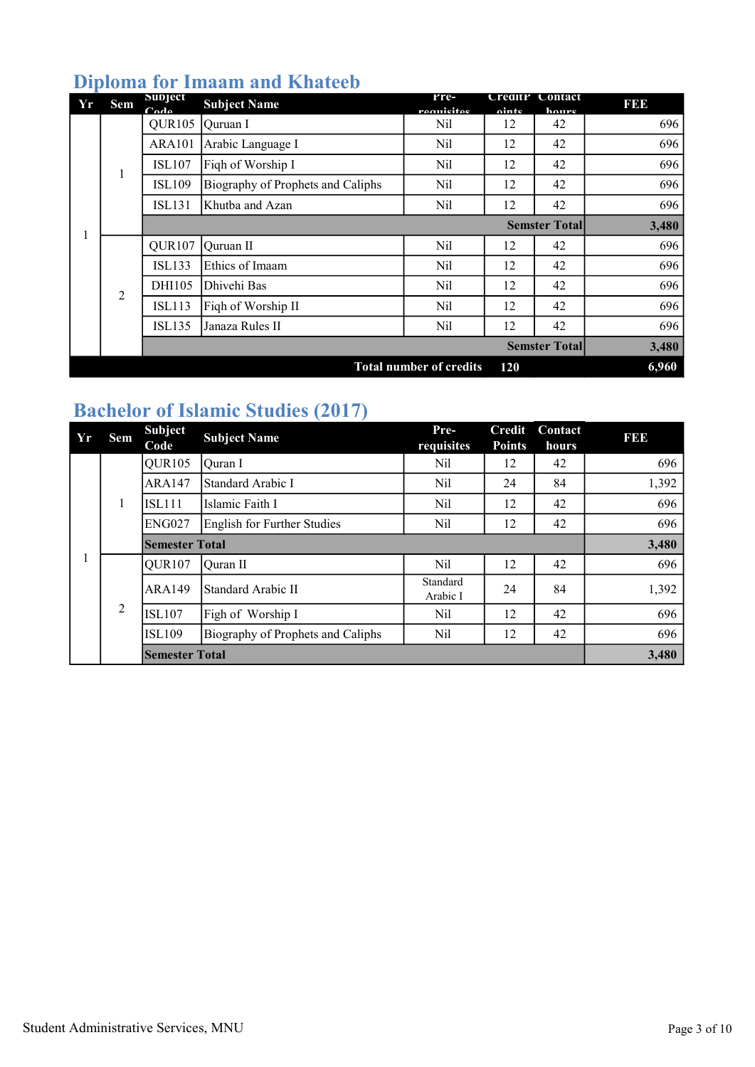## Diploma for Imaam and Khateeb

| Yr | Sem | Subject Code | Subject Name | Pre-requisites | Credit Points | Contact hours | FEE |
|---|---|---|---|---|---|---|---|
| 1 | 1 | QUR105 | Quruan I | Nil | 12 | 42 | 696 |
| | | ARA101 | Arabic Language I | Nil | 12 | 42 | 696 |
| | | ISL107 | Fiqh of Worship I | Nil | 12 | 42 | 696 |
| | | ISL109 | Biography of Prophets and Caliphs | Nil | 12 | 42 | 696 |
| | | ISL131 | Khutba and Azan | Nil | 12 | 42 | 696 |
| | | | | | | **Semster Total** | **3,480** |
| | 2 | QUR107 | Quruan II | Nil | 12 | 42 | 696 |
| | | ISL133 | Ethics of Imaam | Nil | 12 | 42 | 696 |
| | | DHI105 | Dhivehi Bas | Nil | 12 | 42 | 696 |
| | | ISL113 | Fiqh of Worship II | Nil | 12 | 42 | 696 |
| | | ISL135 | Janaza Rules II | Nil | 12 | 42 | 696 |
| | | | | | | **Semster Total** | **3,480** |
| | | | | **Total number of credits** | **120** | | **6,960** |

## Bachelor of Islamic Studies (2017)

| Yr | Sem | Subject Code | Subject Name | Pre-requisites | Credit Points | Contact hours | FEE |
|---|---|---|---|---|---|---|---|
| 1 | 1 | QUR105 | Quran I | Nil | 12 | 42 | 696 |
| | | ARA147 | Standard Arabic I | Nil | 24 | 84 | 1,392 |
| | | ISL111 | Islamic Faith I | Nil | 12 | 42 | 696 |
| | | ENG027 | English for Further Studies | Nil | 12 | 42 | 696 |
| | | **Semester Total** | | | | | **3,480** |
| | 2 | QUR107 | Quran II | Nil | 12 | 42 | 696 |
| | | ARA149 | Standard Arabic II | Standard Arabic I | 24 | 84 | 1,392 |
| | | ISL107 | Figh of Worship I | Nil | 12 | 42 | 696 |
| | | ISL109 | Biography of Prophets and Caliphs | Nil | 12 | 42 | 696 |
| | | **Semester Total** | | | | | **3,480** |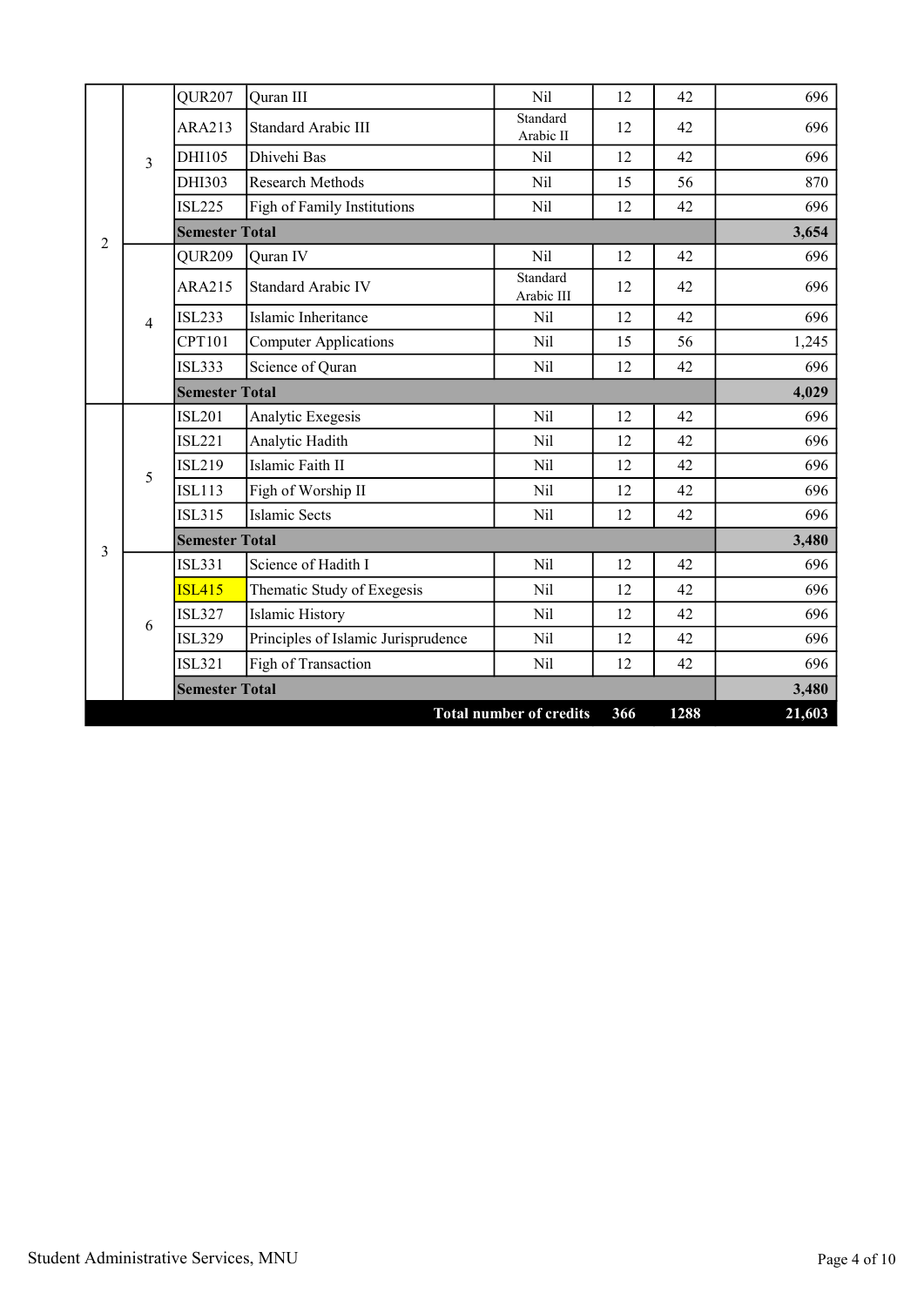| Year | Semester | Code | Course | Pre-requisite | Credits | Hours | Fee |
|---|---|---|---|---|---|---|---|
| 2 | 3 | QUR207 | Quran III | Nil | 12 | 42 | 696 |
| | | ARA213 | Standard Arabic III | Standard Arabic II | 12 | 42 | 696 |
| | | DHI105 | Dhivehi Bas | Nil | 12 | 42 | 696 |
| | | DHI303 | Research Methods | Nil | 15 | 56 | 870 |
| | | ISL225 | Figh of Family Institutions | Nil | 12 | 42 | 696 |
| | | **Semester Total** | | | | | **3,654** |
| | 4 | QUR209 | Quran IV | Nil | 12 | 42 | 696 |
| | | ARA215 | Standard Arabic IV | Standard Arabic III | 12 | 42 | 696 |
| | | ISL233 | Islamic Inheritance | Nil | 12 | 42 | 696 |
| | | CPT101 | Computer Applications | Nil | 15 | 56 | 1,245 |
| | | ISL333 | Science of Quran | Nil | 12 | 42 | 696 |
| | | **Semester Total** | | | | | **4,029** |
| 3 | 5 | ISL201 | Analytic Exegesis | Nil | 12 | 42 | 696 |
| | | ISL221 | Analytic Hadith | Nil | 12 | 42 | 696 |
| | | ISL219 | Islamic Faith II | Nil | 12 | 42 | 696 |
| | | ISL113 | Figh of Worship II | Nil | 12 | 42 | 696 |
| | | ISL315 | Islamic Sects | Nil | 12 | 42 | 696 |
| | | **Semester Total** | | | | | **3,480** |
| | 6 | ISL331 | Science of Hadith I | Nil | 12 | 42 | 696 |
| | | ISL415 | Thematic Study of Exegesis | Nil | 12 | 42 | 696 |
| | | ISL327 | Islamic History | Nil | 12 | 42 | 696 |
| | | ISL329 | Principles of Islamic Jurisprudence | Nil | 12 | 42 | 696 |
| | | ISL321 | Figh of Transaction | Nil | 12 | 42 | 696 |
| | | **Semester Total** | | | | | **3,480** |
| | | | | **Total number of credits** | **366** | **1288** | **21,603** |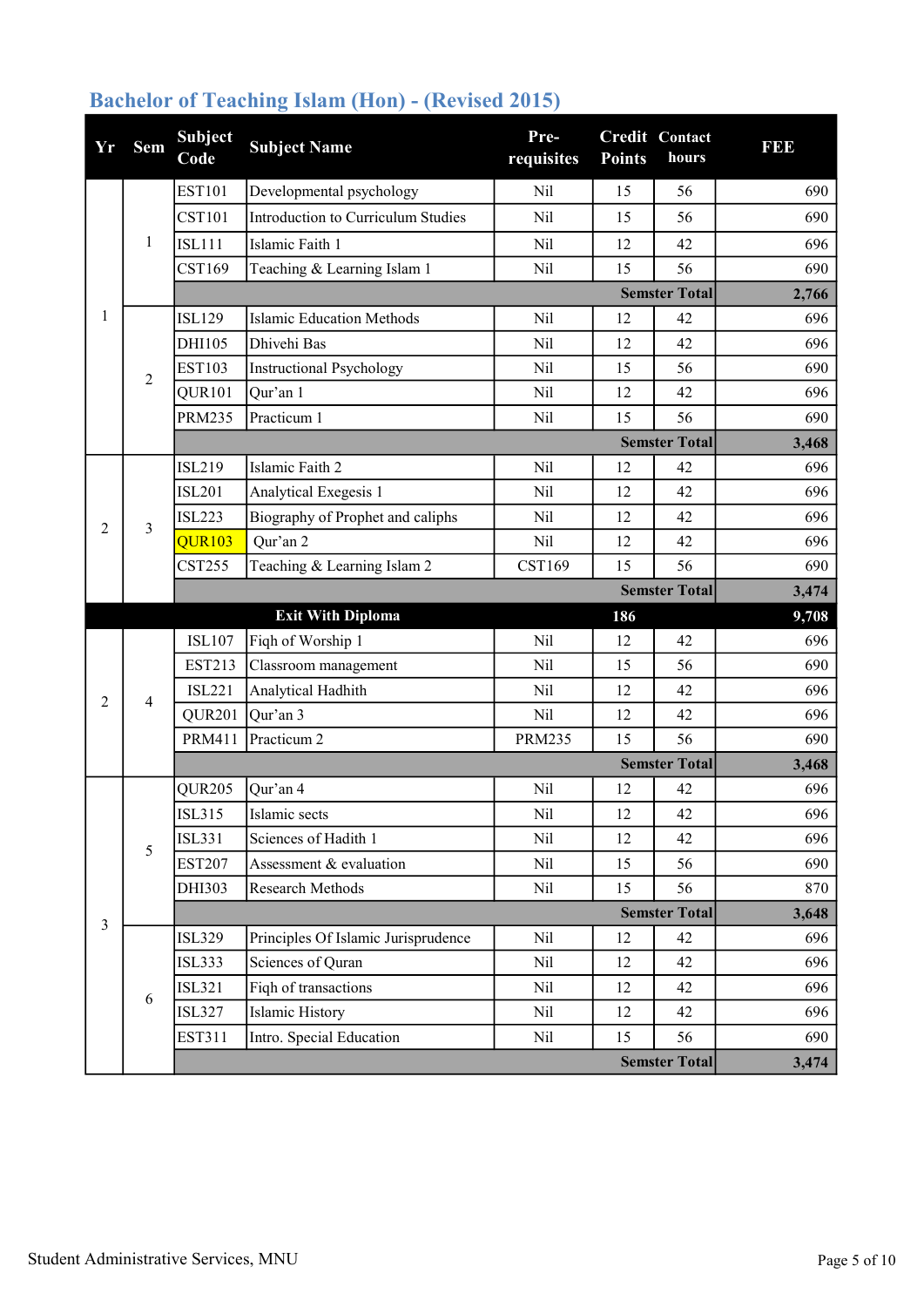## Bachelor of Teaching Islam (Hon) - (Revised 2015)

| Yr | Sem | Subject Code | Subject Name | Pre-requisites | Credit Points | Contact hours | FEE |
|---|---|---|---|---|---|---|---|
| 1 | 1 | EST101 | Developmental psychology | Nil | 15 | 56 | 690 |
| | | CST101 | Introduction to Curriculum Studies | Nil | 15 | 56 | 690 |
| | | ISL111 | Islamic Faith 1 | Nil | 12 | 42 | 696 |
| | | CST169 | Teaching & Learning Islam 1 | Nil | 15 | 56 | 690 |
| | | | | | | **Semster Total** | **2,766** |
| | 2 | ISL129 | Islamic Education Methods | Nil | 12 | 42 | 696 |
| | | DHI105 | Dhivehi Bas | Nil | 12 | 42 | 696 |
| | | EST103 | Instructional Psychology | Nil | 15 | 56 | 690 |
| | | QUR101 | Qur'an 1 | Nil | 12 | 42 | 696 |
| | | PRM235 | Practicum 1 | Nil | 15 | 56 | 690 |
| | | | | | | **Semster Total** | **3,468** |
| 2 | 3 | ISL219 | Islamic Faith 2 | Nil | 12 | 42 | 696 |
| | | ISL201 | Analytical Exegesis 1 | Nil | 12 | 42 | 696 |
| | | ISL223 | Biography of Prophet and caliphs | Nil | 12 | 42 | 696 |
| | | QUR103 | Qur'an 2 | Nil | 12 | 42 | 696 |
| | | CST255 | Teaching & Learning Islam 2 | CST169 | 15 | 56 | 690 |
| | | | | | | **Semster Total** | **3,474** |
| | | | **Exit With Diploma** | | **186** | | **9,708** |
| 2 | 4 | ISL107 | Fiqh of Worship 1 | Nil | 12 | 42 | 696 |
| | | EST213 | Classroom management | Nil | 15 | 56 | 690 |
| | | ISL221 | Analytical Hadhith | Nil | 12 | 42 | 696 |
| | | QUR201 | Qur'an 3 | Nil | 12 | 42 | 696 |
| | | PRM411 | Practicum 2 | PRM235 | 15 | 56 | 690 |
| | | | | | | **Semster Total** | **3,468** |
| 3 | 5 | QUR205 | Qur'an 4 | Nil | 12 | 42 | 696 |
| | | ISL315 | Islamic sects | Nil | 12 | 42 | 696 |
| | | ISL331 | Sciences of Hadith 1 | Nil | 12 | 42 | 696 |
| | | EST207 | Assessment & evaluation | Nil | 15 | 56 | 690 |
| | | DHI303 | Research Methods | Nil | 15 | 56 | 870 |
| | | | | | | **Semster Total** | **3,648** |
| | 6 | ISL329 | Principles Of Islamic Jurisprudence | Nil | 12 | 42 | 696 |
| | | ISL333 | Sciences of Quran | Nil | 12 | 42 | 696 |
| | | ISL321 | Fiqh of transactions | Nil | 12 | 42 | 696 |
| | | ISL327 | Islamic History | Nil | 12 | 42 | 696 |
| | | EST311 | Intro. Special Education | Nil | 15 | 56 | 690 |
| | | | | | | **Semster Total** | **3,474** |

Student Administrative Services, MNU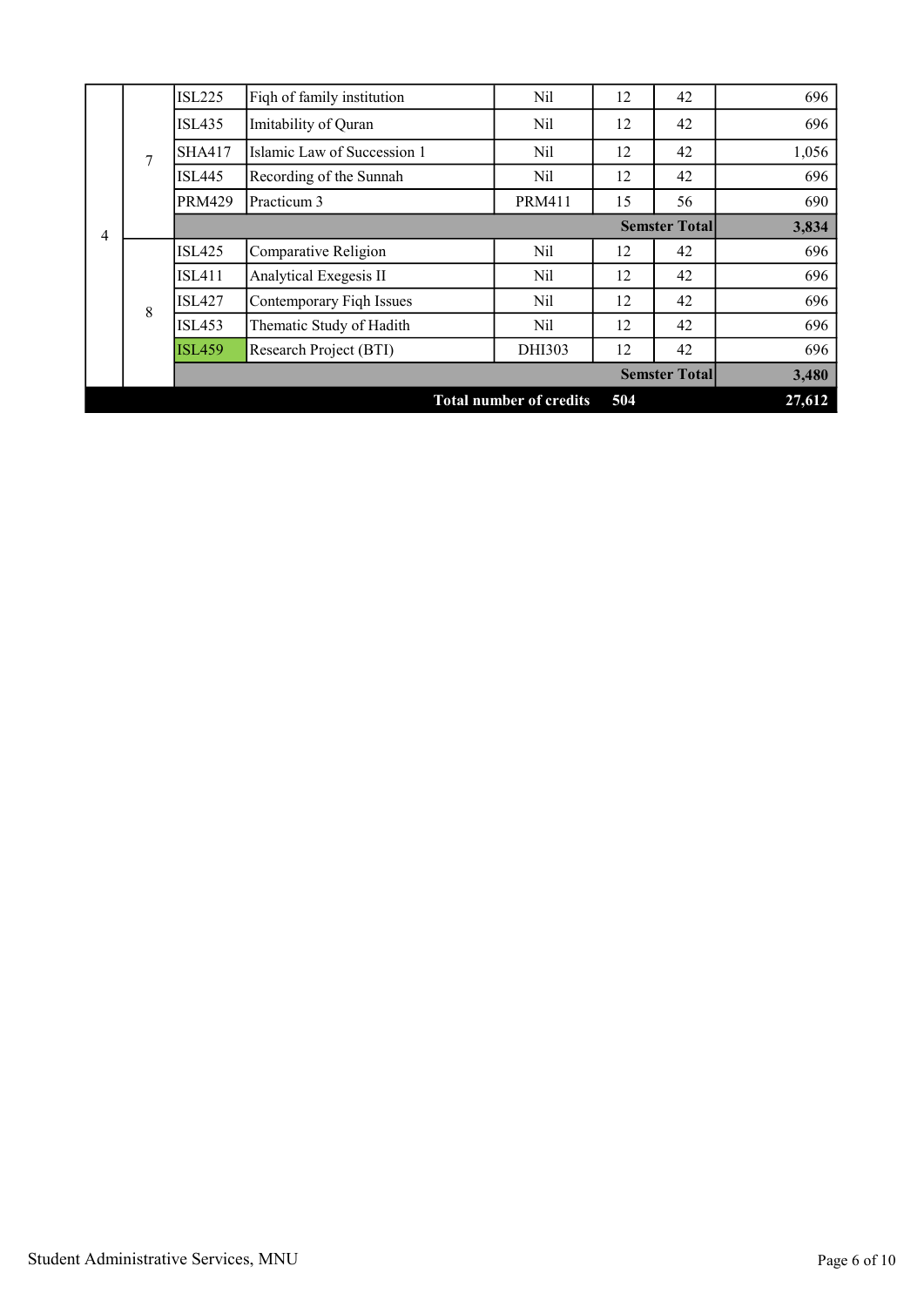| | | | | | | | |
|---|---|---|---|---|---|---|---|
| 4 | 7 | ISL225 | Fiqh of family institution | Nil | 12 | 42 | 696 |
| | | ISL435 | Imitability of Quran | Nil | 12 | 42 | 696 |
| | | SHA417 | Islamic Law of Succession 1 | Nil | 12 | 42 | 1,056 |
| | | ISL445 | Recording of the Sunnah | Nil | 12 | 42 | 696 |
| | | PRM429 | Practicum 3 | PRM411 | 15 | 56 | 690 |
| | | | | | | **Semster Total** | **3,834** |
| | 8 | ISL425 | Comparative Religion | Nil | 12 | 42 | 696 |
| | | ISL411 | Analytical Exegesis II | Nil | 12 | 42 | 696 |
| | | ISL427 | Contemporary Fiqh Issues | Nil | 12 | 42 | 696 |
| | | ISL453 | Thematic Study of Hadith | Nil | 12 | 42 | 696 |
| | | ISL459 | Research Project (BTI) | DHI303 | 12 | 42 | 696 |
| | | | | | | **Semster Total** | **3,480** |
| | | | | **Total number of credits** | **504** | | **27,612** |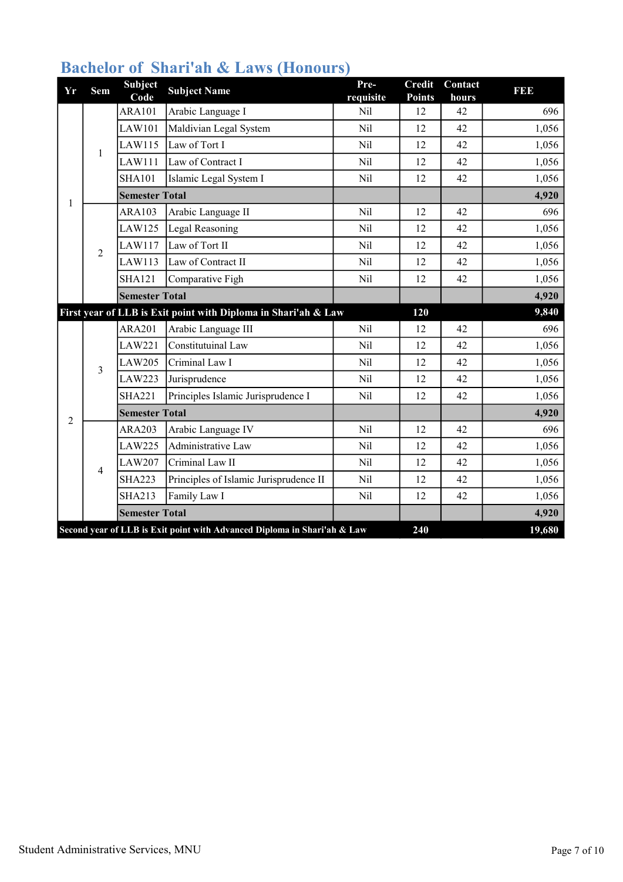## Bachelor of Shari'ah & Laws (Honours)

| Yr | Sem | Subject Code | Subject Name | Pre-requisite | Credit Points | Contact hours | FEE |
|---|---|---|---|---|---|---|---|
| 1 | 1 | ARA101 | Arabic Language I | Nil | 12 | 42 | 696 |
| | | LAW101 | Maldivian Legal System | Nil | 12 | 42 | 1,056 |
| | | LAW115 | Law of Tort I | Nil | 12 | 42 | 1,056 |
| | | LAW111 | Law of Contract I | Nil | 12 | 42 | 1,056 |
| | | SHA101 | Islamic Legal System I | Nil | 12 | 42 | 1,056 |
| | | **Semester Total** | | | | | **4,920** |
| | 2 | ARA103 | Arabic Language II | Nil | 12 | 42 | 696 |
| | | LAW125 | Legal Reasoning | Nil | 12 | 42 | 1,056 |
| | | LAW117 | Law of Tort II | Nil | 12 | 42 | 1,056 |
| | | LAW113 | Law of Contract II | Nil | 12 | 42 | 1,056 |
| | | SHA121 | Comparative Figh | Nil | 12 | 42 | 1,056 |
| | | **Semester Total** | | | | | **4,920** |
| **First year of LLB is Exit point with Diploma in Shari'ah & Law** | | | | | **120** | | **9,840** |
| 2 | 3 | ARA201 | Arabic Language III | Nil | 12 | 42 | 696 |
| | | LAW221 | Constitutuinal Law | Nil | 12 | 42 | 1,056 |
| | | LAW205 | Criminal Law I | Nil | 12 | 42 | 1,056 |
| | | LAW223 | Jurisprudence | Nil | 12 | 42 | 1,056 |
| | | SHA221 | Principles Islamic Jurisprudence I | Nil | 12 | 42 | 1,056 |
| | | **Semester Total** | | | | | **4,920** |
| | 4 | ARA203 | Arabic Language IV | Nil | 12 | 42 | 696 |
| | | LAW225 | Administrative Law | Nil | 12 | 42 | 1,056 |
| | | LAW207 | Criminal Law II | Nil | 12 | 42 | 1,056 |
| | | SHA223 | Principles of Islamic Jurisprudence II | Nil | 12 | 42 | 1,056 |
| | | SHA213 | Family Law I | Nil | 12 | 42 | 1,056 |
| | | **Semester Total** | | | | | **4,920** |
| **Second year of LLB is Exit point with Advanced Diploma in Shari'ah & Law** | | | | | **240** | | **19,680** |

Student Administrative Services, MNU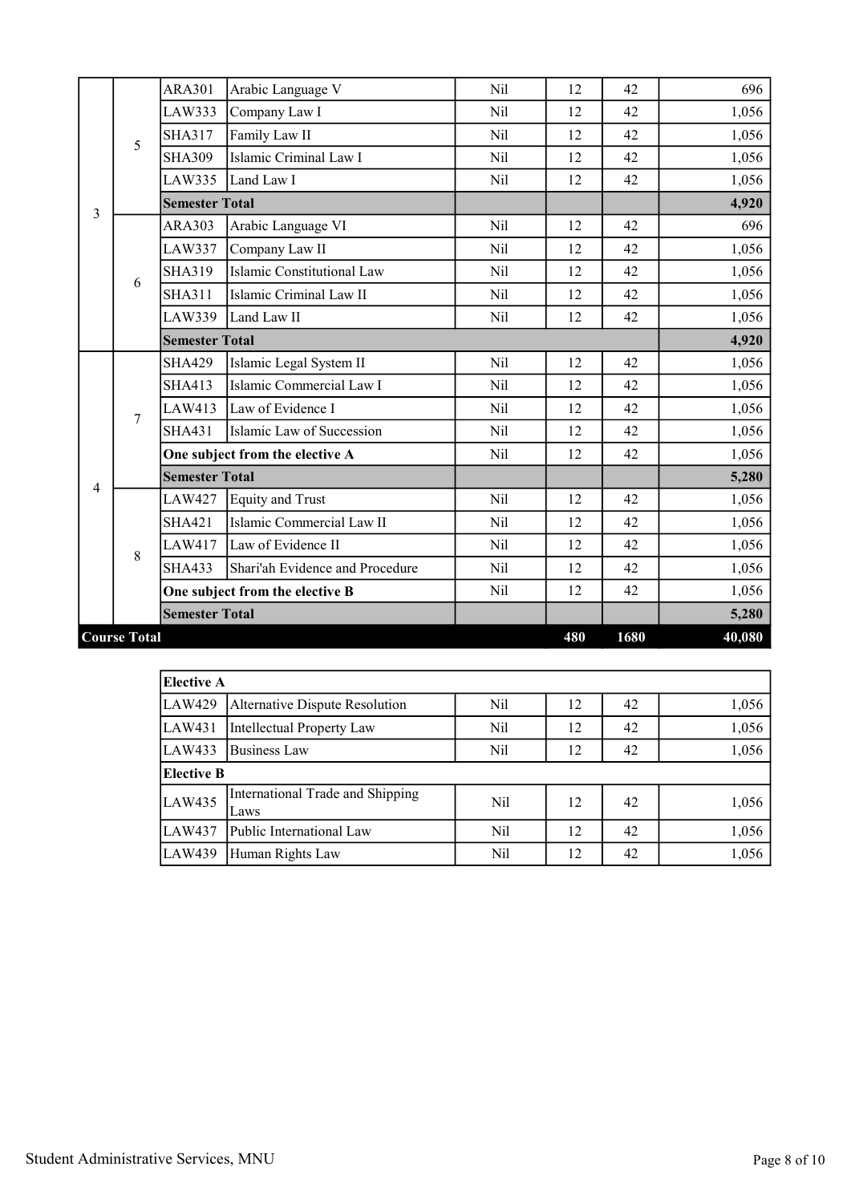| Year | Semester | Code | Subject | Prerequisite | Credit | Hours | Fee |
|---|---|---|---|---|---|---|---|
| 3 | 5 | ARA301 | Arabic Language V | Nil | 12 | 42 | 696 |
| | | LAW333 | Company Law I | Nil | 12 | 42 | 1,056 |
| | | SHA317 | Family Law II | Nil | 12 | 42 | 1,056 |
| | | SHA309 | Islamic Criminal Law I | Nil | 12 | 42 | 1,056 |
| | | LAW335 | Land Law I | Nil | 12 | 42 | 1,056 |
| | | **Semester Total** | | | | | **4,920** |
| | 6 | ARA303 | Arabic Language VI | Nil | 12 | 42 | 696 |
| | | LAW337 | Company Law II | Nil | 12 | 42 | 1,056 |
| | | SHA319 | Islamic Constitutional Law | Nil | 12 | 42 | 1,056 |
| | | SHA311 | Islamic Criminal Law II | Nil | 12 | 42 | 1,056 |
| | | LAW339 | Land Law II | Nil | 12 | 42 | 1,056 |
| | | **Semester Total** | | | | | **4,920** |
| 4 | 7 | SHA429 | Islamic Legal System II | Nil | 12 | 42 | 1,056 |
| | | SHA413 | Islamic Commercial Law I | Nil | 12 | 42 | 1,056 |
| | | LAW413 | Law of Evidence I | Nil | 12 | 42 | 1,056 |
| | | SHA431 | Islamic Law of Succession | Nil | 12 | 42 | 1,056 |
| | | **One subject from the elective A** | | Nil | 12 | 42 | 1,056 |
| | | **Semester Total** | | | | | **5,280** |
| | 8 | LAW427 | Equity and Trust | Nil | 12 | 42 | 1,056 |
| | | SHA421 | Islamic Commercial Law II | Nil | 12 | 42 | 1,056 |
| | | LAW417 | Law of Evidence II | Nil | 12 | 42 | 1,056 |
| | | SHA433 | Shari'ah Evidence and Procedure | Nil | 12 | 42 | 1,056 |
| | | **One subject from the elective B** | | Nil | 12 | 42 | 1,056 |
| | | **Semester Total** | | | | | **5,280** |
| **Course Total** | | | | | **480** | **1680** | **40,080** |

| Code | Subject | Prerequisite | Credit | Hours | Fee |
|---|---|---|---|---|---|
| **Elective A** | | | | | |
| LAW429 | Alternative Dispute Resolution | Nil | 12 | 42 | 1,056 |
| LAW431 | Intellectual Property Law | Nil | 12 | 42 | 1,056 |
| LAW433 | Business Law | Nil | 12 | 42 | 1,056 |
| **Elective B** | | | | | |
| LAW435 | International Trade and Shipping Laws | Nil | 12 | 42 | 1,056 |
| LAW437 | Public International Law | Nil | 12 | 42 | 1,056 |
| LAW439 | Human Rights Law | Nil | 12 | 42 | 1,056 |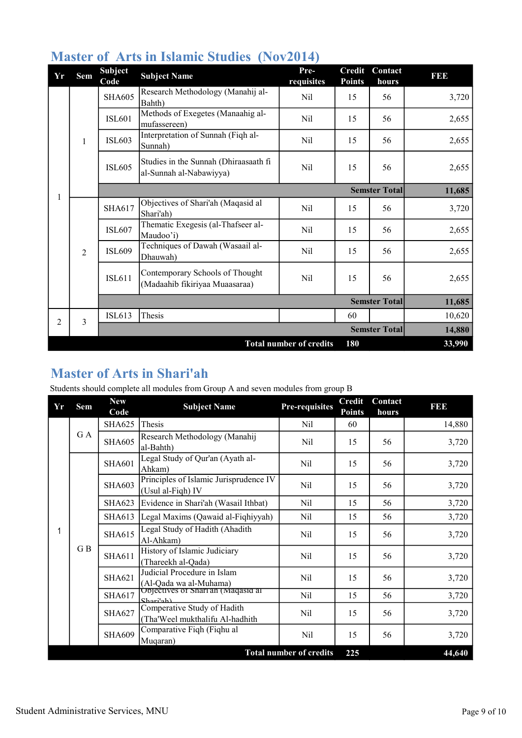## Master of Arts in Islamic Studies (Nov2014)

| Yr | Sem | Subject Code | Subject Name | Pre-requisites | Credit Points | Contact hours | FEE |
|---|---|---|---|---|---|---|---|
| 1 | 1 | SHA605 | Research Methodology (Manahij al-Bahth) | Nil | 15 | 56 | 3,720 |
| | | ISL601 | Methods of Exegetes (Manaahig al-mufassereen) | Nil | 15 | 56 | 2,655 |
| | | ISL603 | Interpretation of Sunnah (Fiqh al-Sunnah) | Nil | 15 | 56 | 2,655 |
| | | ISL605 | Studies in the Sunnah (Dhiraasaath fi al-Sunnah al-Nabawiyya) | Nil | 15 | 56 | 2,655 |
| | | | | | | **Semster Total** | **11,685** |
| | 2 | SHA617 | Objectives of Shari'ah (Maqasid al Shari'ah) | Nil | 15 | 56 | 3,720 |
| | | ISL607 | Thematic Exegesis (al-Thafseer al-Maudoo'i) | Nil | 15 | 56 | 2,655 |
| | | ISL609 | Techniques of Dawah (Wasaail al-Dhauwah) | Nil | 15 | 56 | 2,655 |
| | | ISL611 | Contemporary Schools of Thought (Madaahib fikiriyaa Muaasaraa) | Nil | 15 | 56 | 2,655 |
| | | | | | | **Semster Total** | **11,685** |
| 2 | 3 | ISL613 | Thesis | | 60 | | 10,620 |
| | | | | | | **Semster Total** | **14,880** |
| | | | | **Total number of credits** | **180** | | **33,990** |

## Master of Arts in Shari'ah

Students should complete all modules from Group A and seven modules from group B

| Yr | Sem | New Code | Subject Name | Pre-requisites | Credit Points | Contact hours | FEE |
|---|---|---|---|---|---|---|---|
| 1 | G A | SHA625 | Thesis | Nil | 60 | | 14,880 |
| | | SHA605 | Research Methodology (Manahij al-Bahth) | Nil | 15 | 56 | 3,720 |
| | G B | SHA601 | Legal Study of Qur'an (Ayath al-Ahkam) | Nil | 15 | 56 | 3,720 |
| | | SHA603 | Principles of Islamic Jurisprudence IV (Usul al-Fiqh) IV | Nil | 15 | 56 | 3,720 |
| | | SHA623 | Evidence in Shari'ah (Wasail Ithbat) | Nil | 15 | 56 | 3,720 |
| | | SHA613 | Legal Maxims (Qawaid al-Fiqhiyyah) | Nil | 15 | 56 | 3,720 |
| | | SHA615 | Legal Study of Hadith (Ahadith Al-Ahkam) | Nil | 15 | 56 | 3,720 |
| | | SHA611 | History of Islamic Judiciary (Thareekh al-Qada) | Nil | 15 | 56 | 3,720 |
| | | SHA621 | Judicial Procedure in Islam (Al-Qada wa al-Muhama) | Nil | 15 | 56 | 3,720 |
| | | SHA617 | Objectives of Shari'ah (Maqasid al Shari'ah) | Nil | 15 | 56 | 3,720 |
| | | SHA627 | Comperative Study of Hadith (Tha'Weel mukthalifu Al-hadhith | Nil | 15 | 56 | 3,720 |
| | | SHA609 | Comparative Fiqh (Fiqhu al Muqaran) | Nil | 15 | 56 | 3,720 |
| | | | | **Total number of credits** | **225** | | **44,640** |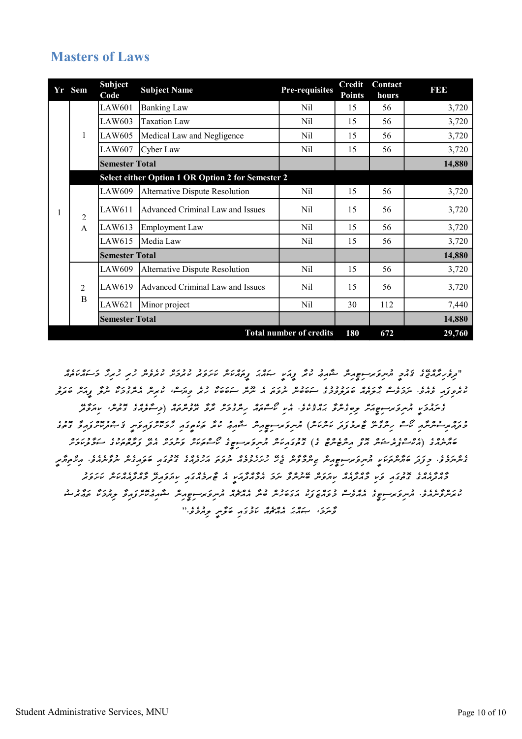## Masters of Laws

| Yr | Sem | Subject Code | Subject Name | Pre-requisites | Credit Points | Contact hours | FEE |
|---|---|---|---|---|---|---|---|
| 1 | 1 | LAW601 | Banking Law | Nil | 15 | 56 | 3,720 |
| | | LAW603 | Taxation Law | Nil | 15 | 56 | 3,720 |
| | | LAW605 | Medical Law and Negligence | Nil | 15 | 56 | 3,720 |
| | | LAW607 | Cyber Law | Nil | 15 | 56 | 3,720 |
| | | **Semester Total** | | | | | **14,880** |
| | | **Select either Option 1 OR Option 2 for Semester 2** | | | | | |
| | 2 A | LAW609 | Alternative Dispute Resolution | Nil | 15 | 56 | 3,720 |
| | | LAW611 | Advanced Criminal Law and Issues | Nil | 15 | 56 | 3,720 |
| | | LAW613 | Employment Law | Nil | 15 | 56 | 3,720 |
| | | LAW615 | Media Law | Nil | 15 | 56 | 3,720 |
| | | **Semester Total** | | | | | **14,880** |
| | 2 B | LAW609 | Alternative Dispute Resolution | Nil | 15 | 56 | 3,720 |
| | | LAW619 | Advanced Criminal Law and Issues | Nil | 15 | 56 | 3,720 |
| | | LAW621 | Minor project | Nil | 30 | 112 | 7,440 |
| | | **Semester Total** | | | | | **14,880** |
| | | | **Total number of credits** | | **180** | **672** | **29,760** |